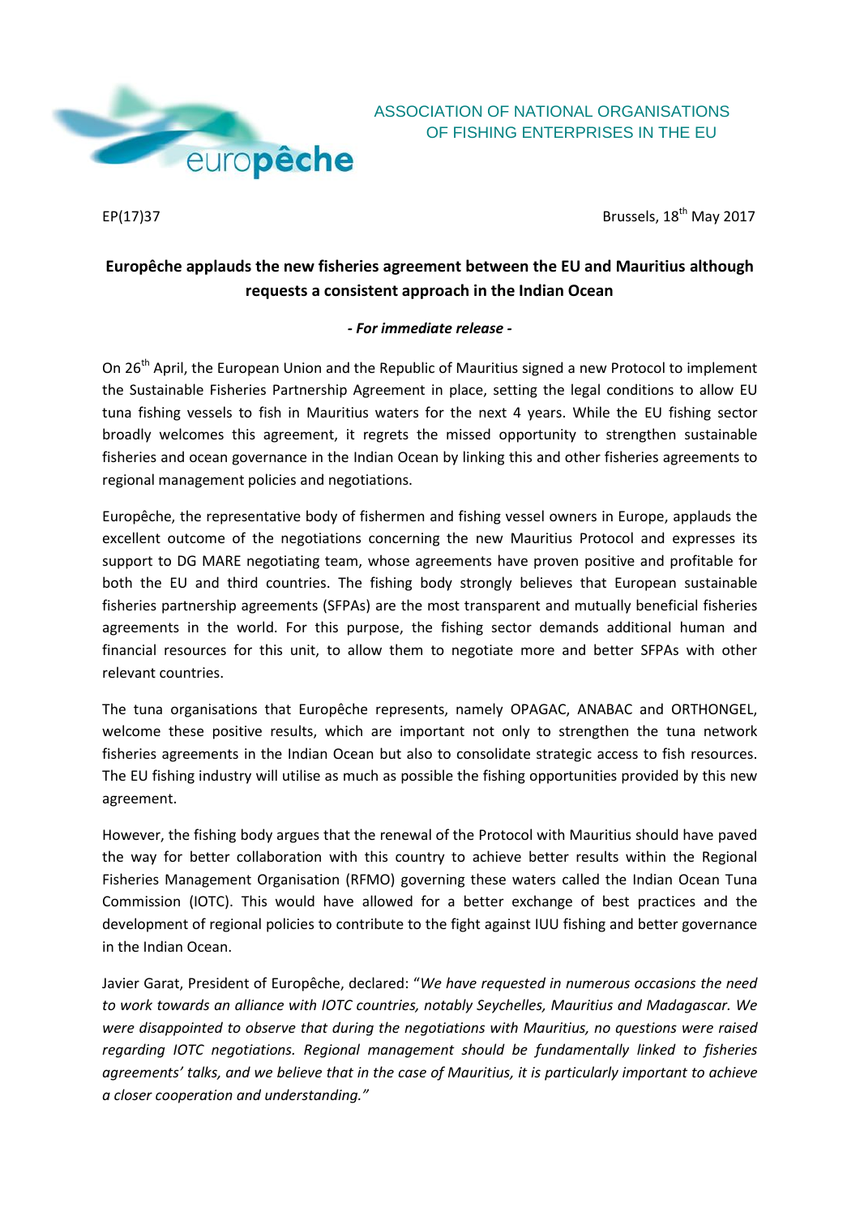europêche

ASSOCIATION OF NATIONAL ORGANISATIONS OF FISHING ENTERPRISES IN THE EU

EP(17)37

Brussels, 18th May 2017

**Europêche applauds the new fisheries agreement between the EU and Mauritius although requests a consistent approach in the Indian Ocean**

***- For immediate release -***

On 26th April, the European Union and the Republic of Mauritius signed a new Protocol to implement the Sustainable Fisheries Partnership Agreement in place, setting the legal conditions to allow EU tuna fishing vessels to fish in Mauritius waters for the next 4 years. While the EU fishing sector broadly welcomes this agreement, it regrets the missed opportunity to strengthen sustainable fisheries and ocean governance in the Indian Ocean by linking this and other fisheries agreements to regional management policies and negotiations.

Europêche, the representative body of fishermen and fishing vessel owners in Europe, applauds the excellent outcome of the negotiations concerning the new Mauritius Protocol and expresses its support to DG MARE negotiating team, whose agreements have proven positive and profitable for both the EU and third countries. The fishing body strongly believes that European sustainable fisheries partnership agreements (SFPAs) are the most transparent and mutually beneficial fisheries agreements in the world. For this purpose, the fishing sector demands additional human and financial resources for this unit, to allow them to negotiate more and better SFPAs with other relevant countries.

The tuna organisations that Europêche represents, namely OPAGAC, ANABAC and ORTHONGEL, welcome these positive results, which are important not only to strengthen the tuna network fisheries agreements in the Indian Ocean but also to consolidate strategic access to fish resources. The EU fishing industry will utilise as much as possible the fishing opportunities provided by this new agreement.

However, the fishing body argues that the renewal of the Protocol with Mauritius should have paved the way for better collaboration with this country to achieve better results within the Regional Fisheries Management Organisation (RFMO) governing these waters called the Indian Ocean Tuna Commission (IOTC). This would have allowed for a better exchange of best practices and the development of regional policies to contribute to the fight against IUU fishing and better governance in the Indian Ocean.

Javier Garat, President of Europêche, declared: "*We have requested in numerous occasions the need to work towards an alliance with IOTC countries, notably Seychelles, Mauritius and Madagascar. We were disappointed to observe that during the negotiations with Mauritius, no questions were raised regarding IOTC negotiations. Regional management should be fundamentally linked to fisheries agreements' talks, and we believe that in the case of Mauritius, it is particularly important to achieve a closer cooperation and understanding.*"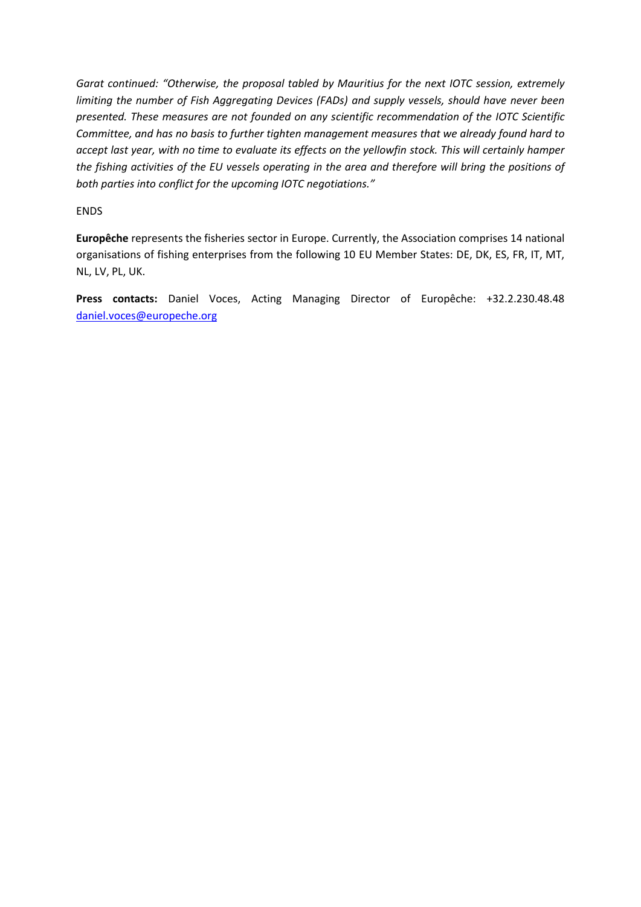*Garat continued: "Otherwise, the proposal tabled by Mauritius for the next IOTC session, extremely limiting the number of Fish Aggregating Devices (FADs) and supply vessels, should have never been presented. These measures are not founded on any scientific recommendation of the IOTC Scientific Committee, and has no basis to further tighten management measures that we already found hard to accept last year, with no time to evaluate its effects on the yellowfin stock. This will certainly hamper the fishing activities of the EU vessels operating in the area and therefore will bring the positions of both parties into conflict for the upcoming IOTC negotiations."*

ENDS

**Europêche** represents the fisheries sector in Europe. Currently, the Association comprises 14 national organisations of fishing enterprises from the following 10 EU Member States: DE, DK, ES, FR, IT, MT, NL, LV, PL, UK.

**Press contacts:** Daniel Voces, Acting Managing Director of Europêche: +32.2.230.48.48 daniel.voces@europeche.org